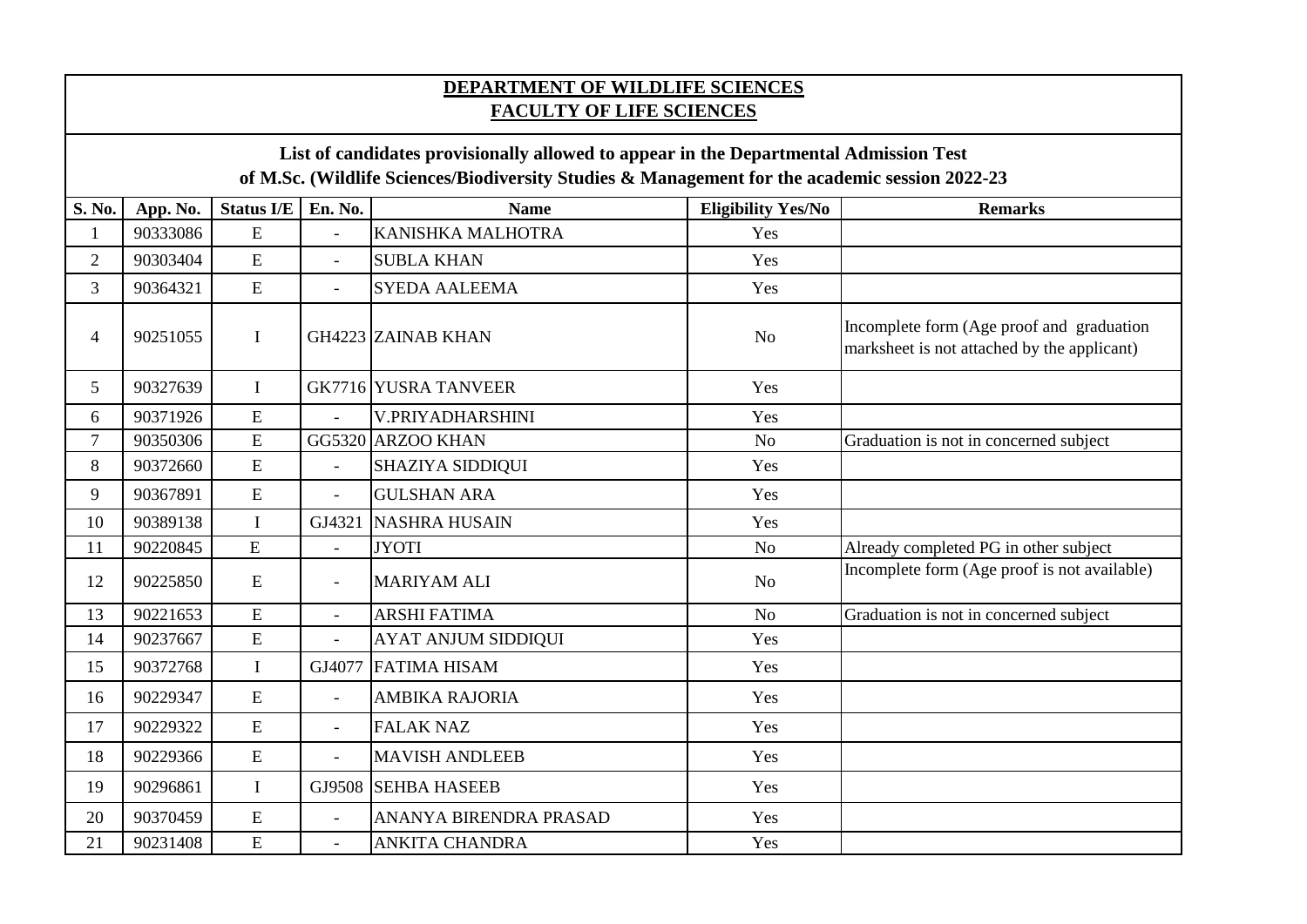**DEPARTMENT OF WILDLIFE SCIENCES**
**FACULTY OF LIFE SCIENCES**

**List of candidates provisionally allowed to appear in the Departmental Admission Test of M.Sc. (Wildlife Sciences/Biodiversity Studies & Management for the academic session 2022-23**

| S. No. | App. No. | Status I/E | En. No. | Name | Eligibility Yes/No | Remarks |
|---|---|---|---|---|---|---|
| 1 | 90333086 | E | - | KANISHKA MALHOTRA | Yes | |
| 2 | 90303404 | E | - | SUBLA KHAN | Yes | |
| 3 | 90364321 | E | - | SYEDA AALEEMA | Yes | |
| 4 | 90251055 | I | GH4223 | ZAINAB KHAN | No | Incomplete form (Age proof and graduation marksheet is not attached by the applicant) |
| 5 | 90327639 | I | GK7716 | YUSRA TANVEER | Yes | |
| 6 | 90371926 | E | - | V.PRIYADHARSHINI | Yes | |
| 7 | 90350306 | E | GG5320 | ARZOO KHAN | No | Graduation is not in concerned subject |
| 8 | 90372660 | E | - | SHAZIYA SIDDIQUI | Yes | |
| 9 | 90367891 | E | - | GULSHAN ARA | Yes | |
| 10 | 90389138 | I | GJ4321 | NASHRA HUSAIN | Yes | |
| 11 | 90220845 | E | - | JYOTI | No | Already completed PG in other subject |
| 12 | 90225850 | E | - | MARIYAM ALI | No | Incomplete form (Age proof is not available) |
| 13 | 90221653 | E | - | ARSHI FATIMA | No | Graduation is not in concerned subject |
| 14 | 90237667 | E | - | AYAT ANJUM SIDDIQUI | Yes | |
| 15 | 90372768 | I | GJ4077 | FATIMA HISAM | Yes | |
| 16 | 90229347 | E | - | AMBIKA RAJORIA | Yes | |
| 17 | 90229322 | E | - | FALAK NAZ | Yes | |
| 18 | 90229366 | E | - | MAVISH ANDLEEB | Yes | |
| 19 | 90296861 | I | GJ9508 | SEHBA HASEEB | Yes | |
| 20 | 90370459 | E | - | ANANYA BIRENDRA PRASAD | Yes | |
| 21 | 90231408 | E | - | ANKITA CHANDRA | Yes | |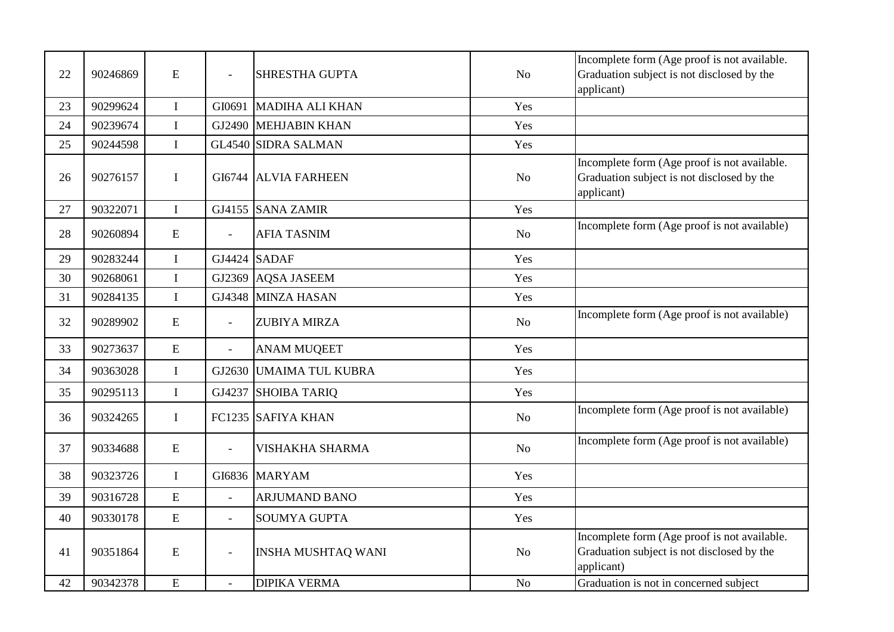| | | | | | | |
|---|---|---|---|---|---|---|
| 22 | 90246869 | E | - | SHRESTHA GUPTA | No | Incomplete form (Age proof is not available. Graduation subject is not disclosed by the applicant) |
| 23 | 90299624 | I | GI0691 | MADIHA ALI KHAN | Yes | |
| 24 | 90239674 | I | GJ2490 | MEHJABIN KHAN | Yes | |
| 25 | 90244598 | I | GL4540 | SIDRA SALMAN | Yes | |
| 26 | 90276157 | I | GI6744 | ALVIA FARHEEN | No | Incomplete form (Age proof is not available. Graduation subject is not disclosed by the applicant) |
| 27 | 90322071 | I | GJ4155 | SANA ZAMIR | Yes | |
| 28 | 90260894 | E | - | AFIA TASNIM | No | Incomplete form (Age proof is not available) |
| 29 | 90283244 | I | GJ4424 | SADAF | Yes | |
| 30 | 90268061 | I | GJ2369 | AQSA JASEEM | Yes | |
| 31 | 90284135 | I | GJ4348 | MINZA HASAN | Yes | |
| 32 | 90289902 | E | - | ZUBIYA MIRZA | No | Incomplete form (Age proof is not available) |
| 33 | 90273637 | E | - | ANAM MUQEET | Yes | |
| 34 | 90363028 | I | GJ2630 | UMAIMA TUL KUBRA | Yes | |
| 35 | 90295113 | I | GJ4237 | SHOIBA TARIQ | Yes | |
| 36 | 90324265 | I | FC1235 | SAFIYA KHAN | No | Incomplete form (Age proof is not available) |
| 37 | 90334688 | E | - | VISHAKHA SHARMA | No | Incomplete form (Age proof is not available) |
| 38 | 90323726 | I | GI6836 | MARYAM | Yes | |
| 39 | 90316728 | E | - | ARJUMAND BANO | Yes | |
| 40 | 90330178 | E | - | SOUMYA GUPTA | Yes | |
| 41 | 90351864 | E | - | INSHA MUSHTAQ WANI | No | Incomplete form (Age proof is not available. Graduation subject is not disclosed by the applicant) |
| 42 | 90342378 | E | - | DIPIKA VERMA | No | Graduation is not in concerned subject |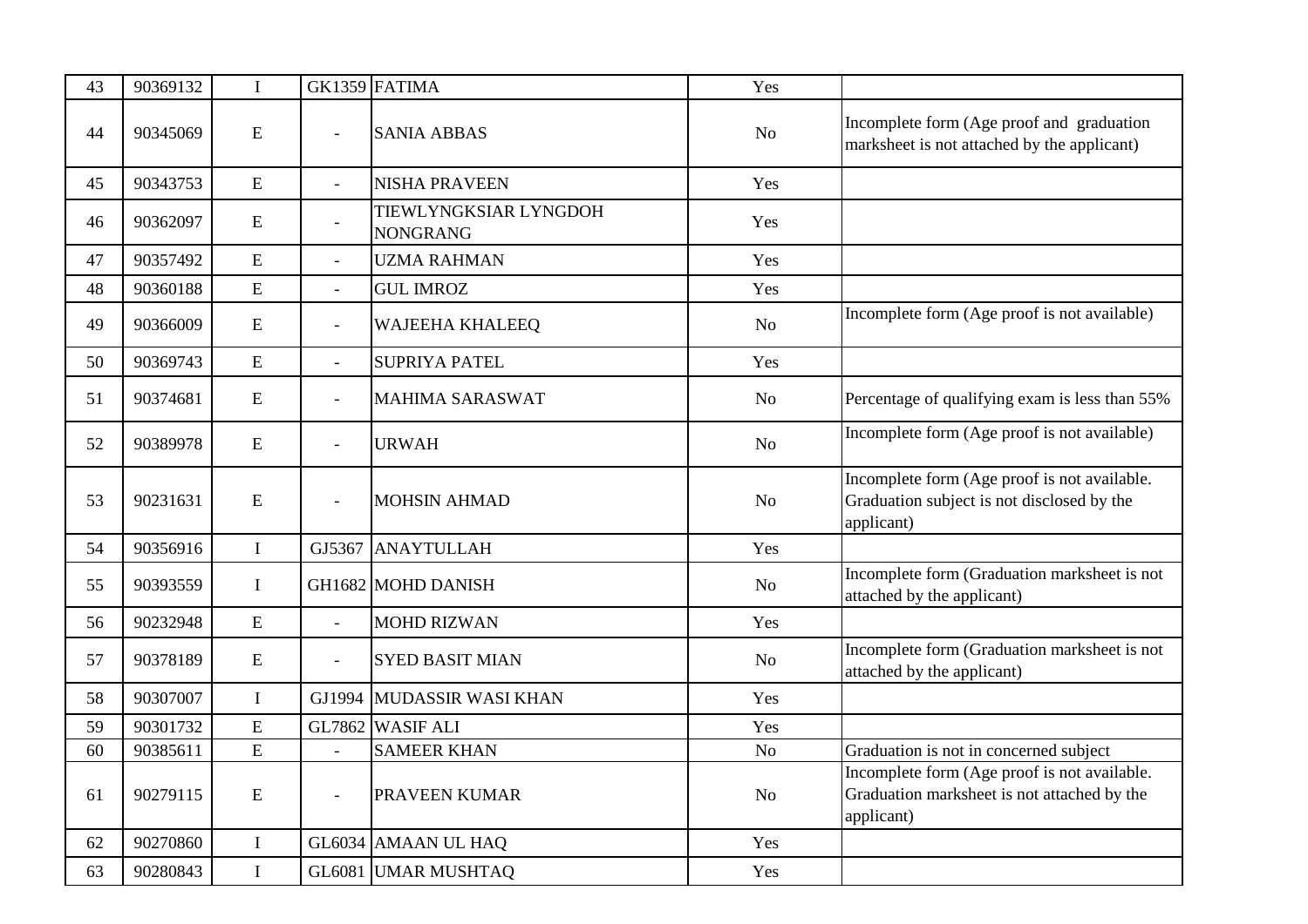| 43 | 90369132 | I | GK1359 | FATIMA | Yes | |
|---|---|---|---|---|---|---|
| 44 | 90345069 | E | - | SANIA ABBAS | No | Incomplete form (Age proof and graduation marksheet is not attached by the applicant) |
| 45 | 90343753 | E | - | NISHA PRAVEEN | Yes | |
| 46 | 90362097 | E | - | TIEWLYNGKSIAR LYNGDOH NONGRANG | Yes | |
| 47 | 90357492 | E | - | UZMA RAHMAN | Yes | |
| 48 | 90360188 | E | - | GUL IMROZ | Yes | |
| 49 | 90366009 | E | - | WAJEEHA KHALEEQ | No | Incomplete form (Age proof is not available) |
| 50 | 90369743 | E | - | SUPRIYA PATEL | Yes | |
| 51 | 90374681 | E | - | MAHIMA SARASWAT | No | Percentage of qualifying exam is less than 55% |
| 52 | 90389978 | E | - | URWAH | No | Incomplete form (Age proof is not available) |
| 53 | 90231631 | E | - | MOHSIN AHMAD | No | Incomplete form (Age proof is not available. Graduation subject is not disclosed by the applicant) |
| 54 | 90356916 | I | GJ5367 | ANAYTULLAH | Yes | |
| 55 | 90393559 | I | GH1682 | MOHD DANISH | No | Incomplete form (Graduation marksheet is not attached by the applicant) |
| 56 | 90232948 | E | - | MOHD RIZWAN | Yes | |
| 57 | 90378189 | E | - | SYED BASIT MIAN | No | Incomplete form (Graduation marksheet is not attached by the applicant) |
| 58 | 90307007 | I | GJ1994 | MUDASSIR WASI KHAN | Yes | |
| 59 | 90301732 | E | GL7862 | WASIF ALI | Yes | |
| 60 | 90385611 | E | - | SAMEER KHAN | No | Graduation is not in concerned subject |
| 61 | 90279115 | E | - | PRAVEEN KUMAR | No | Incomplete form (Age proof is not available. Graduation marksheet is not attached by the applicant) |
| 62 | 90270860 | I | GL6034 | AMAAN UL HAQ | Yes | |
| 63 | 90280843 | I | GL6081 | UMAR MUSHTAQ | Yes | |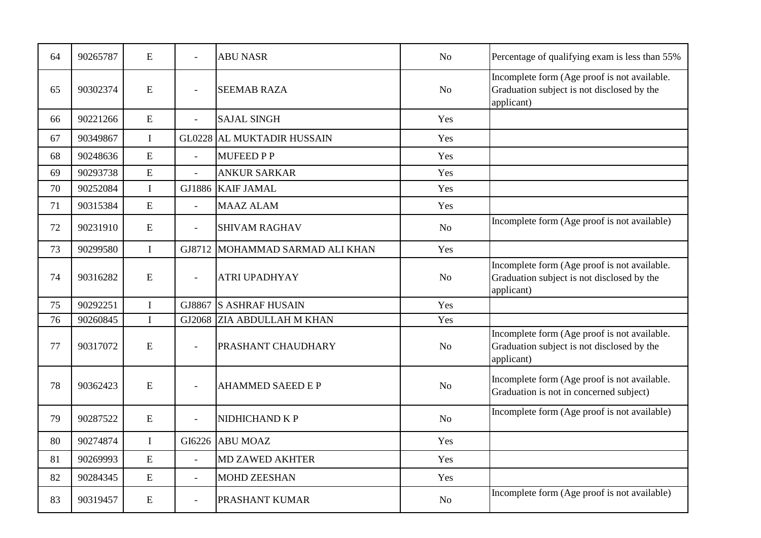| | | | | | | |
|---|---|---|---|---|---|---|
| 64 | 90265787 | E | - | ABU NASR | No | Percentage of qualifying exam is less than 55% |
| 65 | 90302374 | E | - | SEEMAB RAZA | No | Incomplete form (Age proof is not available. Graduation subject is not disclosed by the applicant) |
| 66 | 90221266 | E | - | SAJAL SINGH | Yes | |
| 67 | 90349867 | I | GL0228 | AL MUKTADIR HUSSAIN | Yes | |
| 68 | 90248636 | E | - | MUFEED P P | Yes | |
| 69 | 90293738 | E | - | ANKUR SARKAR | Yes | |
| 70 | 90252084 | I | GJ1886 | KAIF JAMAL | Yes | |
| 71 | 90315384 | E | - | MAAZ ALAM | Yes | |
| 72 | 90231910 | E | - | SHIVAM RAGHAV | No | Incomplete form (Age proof is not available) |
| 73 | 90299580 | I | GJ8712 | MOHAMMAD SARMAD ALI KHAN | Yes | |
| 74 | 90316282 | E | - | ATRI UPADHYAY | No | Incomplete form (Age proof is not available. Graduation subject is not disclosed by the applicant) |
| 75 | 90292251 | I | GJ8867 | S ASHRAF HUSAIN | Yes | |
| 76 | 90260845 | I | GJ2068 | ZIA ABDULLAH M KHAN | Yes | |
| 77 | 90317072 | E | - | PRASHANT CHAUDHARY | No | Incomplete form (Age proof is not available. Graduation subject is not disclosed by the applicant) |
| 78 | 90362423 | E | - | AHAMMED SAEED E P | No | Incomplete form (Age proof is not available. Graduation is not in concerned subject) |
| 79 | 90287522 | E | - | NIDHICHAND K P | No | Incomplete form (Age proof is not available) |
| 80 | 90274874 | I | GI6226 | ABU MOAZ | Yes | |
| 81 | 90269993 | E | - | MD ZAWED AKHTER | Yes | |
| 82 | 90284345 | E | - | MOHD ZEESHAN | Yes | |
| 83 | 90319457 | E | - | PRASHANT KUMAR | No | Incomplete form (Age proof is not available) |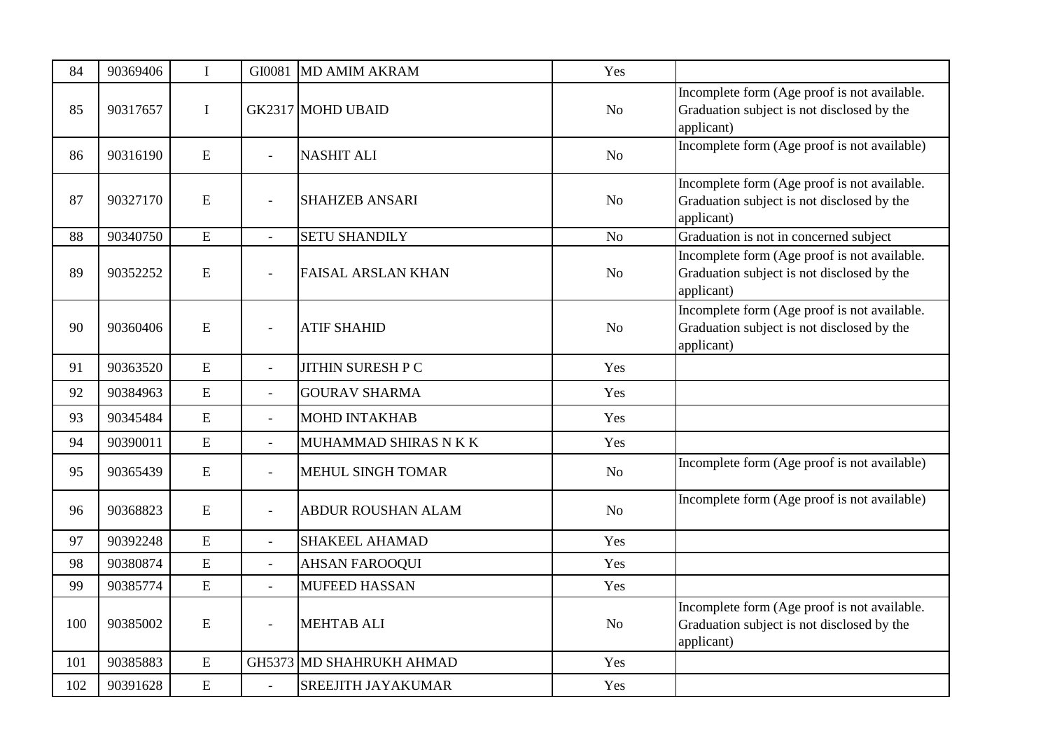| 84 | 90369406 | I | GI0081 | MD AMIM AKRAM | Yes | |
|---|---|---|---|---|---|---|
| 85 | 90317657 | I | GK2317 | MOHD UBAID | No | Incomplete form (Age proof is not available. Graduation subject is not disclosed by the applicant) |
| 86 | 90316190 | E | - | NASHIT ALI | No | Incomplete form (Age proof is not available) |
| 87 | 90327170 | E | - | SHAHZEB ANSARI | No | Incomplete form (Age proof is not available. Graduation subject is not disclosed by the applicant) |
| 88 | 90340750 | E | - | SETU SHANDILY | No | Graduation is not in concerned subject |
| 89 | 90352252 | E | - | FAISAL ARSLAN KHAN | No | Incomplete form (Age proof is not available. Graduation subject is not disclosed by the applicant) |
| 90 | 90360406 | E | - | ATIF SHAHID | No | Incomplete form (Age proof is not available. Graduation subject is not disclosed by the applicant) |
| 91 | 90363520 | E | - | JITHIN SURESH P C | Yes | |
| 92 | 90384963 | E | - | GOURAV SHARMA | Yes | |
| 93 | 90345484 | E | - | MOHD INTAKHAB | Yes | |
| 94 | 90390011 | E | - | MUHAMMAD SHIRAS N K K | Yes | |
| 95 | 90365439 | E | - | MEHUL SINGH TOMAR | No | Incomplete form (Age proof is not available) |
| 96 | 90368823 | E | - | ABDUR ROUSHAN ALAM | No | Incomplete form (Age proof is not available) |
| 97 | 90392248 | E | - | SHAKEEL AHAMAD | Yes | |
| 98 | 90380874 | E | - | AHSAN FAROOQUI | Yes | |
| 99 | 90385774 | E | - | MUFEED HASSAN | Yes | |
| 100 | 90385002 | E | - | MEHTAB ALI | No | Incomplete form (Age proof is not available. Graduation subject is not disclosed by the applicant) |
| 101 | 90385883 | E | GH5373 | MD SHAHRUKH AHMAD | Yes | |
| 102 | 90391628 | E | - | SREEJITH JAYAKUMAR | Yes | |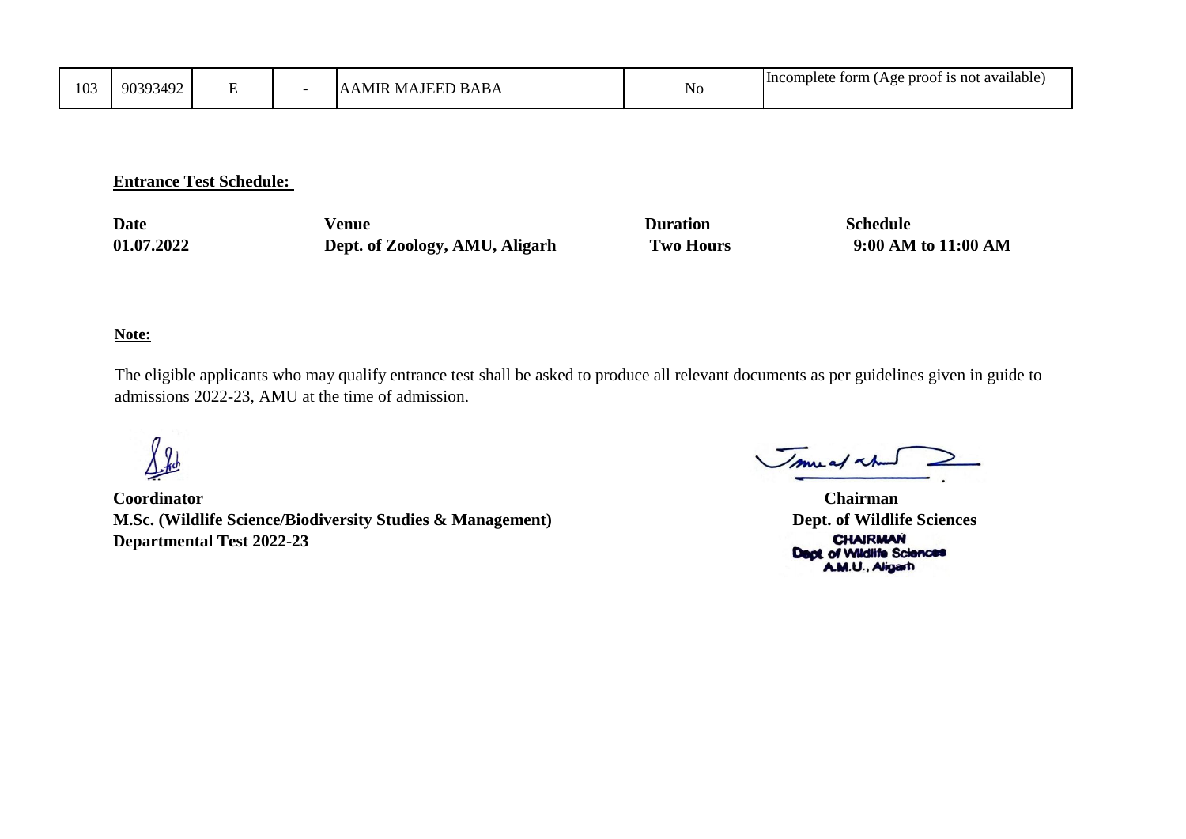| | | | | | | |
|---|---|---|---|---|---|---|
| 103 | 90393492 | E | - | AAMIR MAJEED BABA | No | Incomplete form (Age proof is not available) |

**Entrance Test Schedule:**

| Date | Venue | Duration | Schedule |
|---|---|---|---|
| **01.07.2022** | **Dept. of Zoology, AMU, Aligarh** | **Two Hours** | **9:00 AM to 11:00 AM** |

**Note:**

The eligible applicants who may qualify entrance test shall be asked to produce all relevant documents as per guidelines given in guide to admissions 2022-23, AMU at the time of admission.

**Coordinator**
**M.Sc. (Wildlife Science/Biodiversity Studies & Management)**
**Departmental Test 2022-23**

**Chairman**
**Dept. of Wildlife Sciences**
CHAIRMAN
Dept. of Wildlife Sciences
A.M.U., Aligarh